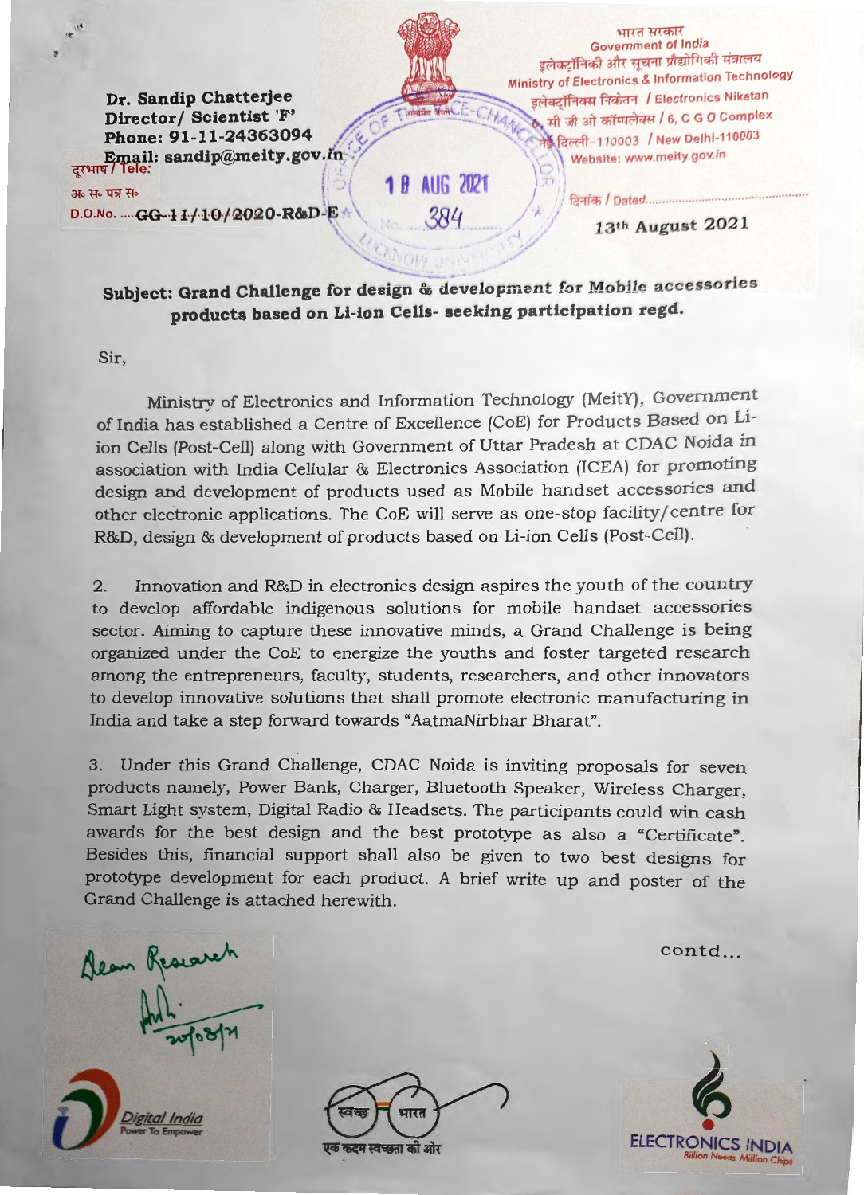Dr. Sandip Chatterjee
Director/ Scientist 'F'
Phone: 91-11-24363094
दूरभाष / Tele:
Email: sandip@meity.gov.in

अ० स० पत्र स०
D.O.No. .....GG-11/10/2020-R&D-E

भारत सरकार
Government of India
इलेक्ट्रॉनिकी और सूचना प्रौद्योगिकी मंत्रालय
Ministry of Electronics & Information Technology
इलेक्ट्रॉनिक्स निकेतन / Electronics Niketan
6, सी जी ओ कॉम्पलेक्स / 6, C G O Complex
नई दिल्ली-110003 / New Delhi-110003
Website: www.meity.gov.in

दिनांक / Dated.............
13th August 2021

18 AUG 2021
No. 384

**Subject: Grand Challenge for design & development for Mobile accessories products based on Li-ion Cells- seeking participation regd.**

Sir,

Ministry of Electronics and Information Technology (MeitY), Government of India has established a Centre of Excellence (CoE) for Products Based on Li-ion Cells (Post-Cell) along with Government of Uttar Pradesh at CDAC Noida in association with India Cellular & Electronics Association (ICEA) for promoting design and development of products used as Mobile handset accessories and other electronic applications. The CoE will serve as one-stop facility/centre for R&D, design & development of products based on Li-ion Cells (Post-Cell).

2. Innovation and R&D in electronics design aspires the youth of the country to develop affordable indigenous solutions for mobile handset accessories sector. Aiming to capture these innovative minds, a Grand Challenge is being organized under the CoE to energize the youths and foster targeted research among the entrepreneurs, faculty, students, researchers, and other innovators to develop innovative solutions that shall promote electronic manufacturing in India and take a step forward towards "AatmaNirbhar Bharat".

3. Under this Grand Challenge, CDAC Noida is inviting proposals for seven products namely, Power Bank, Charger, Bluetooth Speaker, Wireless Charger, Smart Light system, Digital Radio & Headsets. The participants could win cash awards for the best design and the best prototype as also a "Certificate". Besides this, financial support shall also be given to two best designs for prototype development for each product. A brief write up and poster of the Grand Challenge is attached herewith.

contd...

Dean Research
20/08/21

Digital India
Power To Empower

स्वच्छ भारत
एक कदम स्वच्छता की ओर

ELECTRONICS INDIA
Billion Needs Million Chips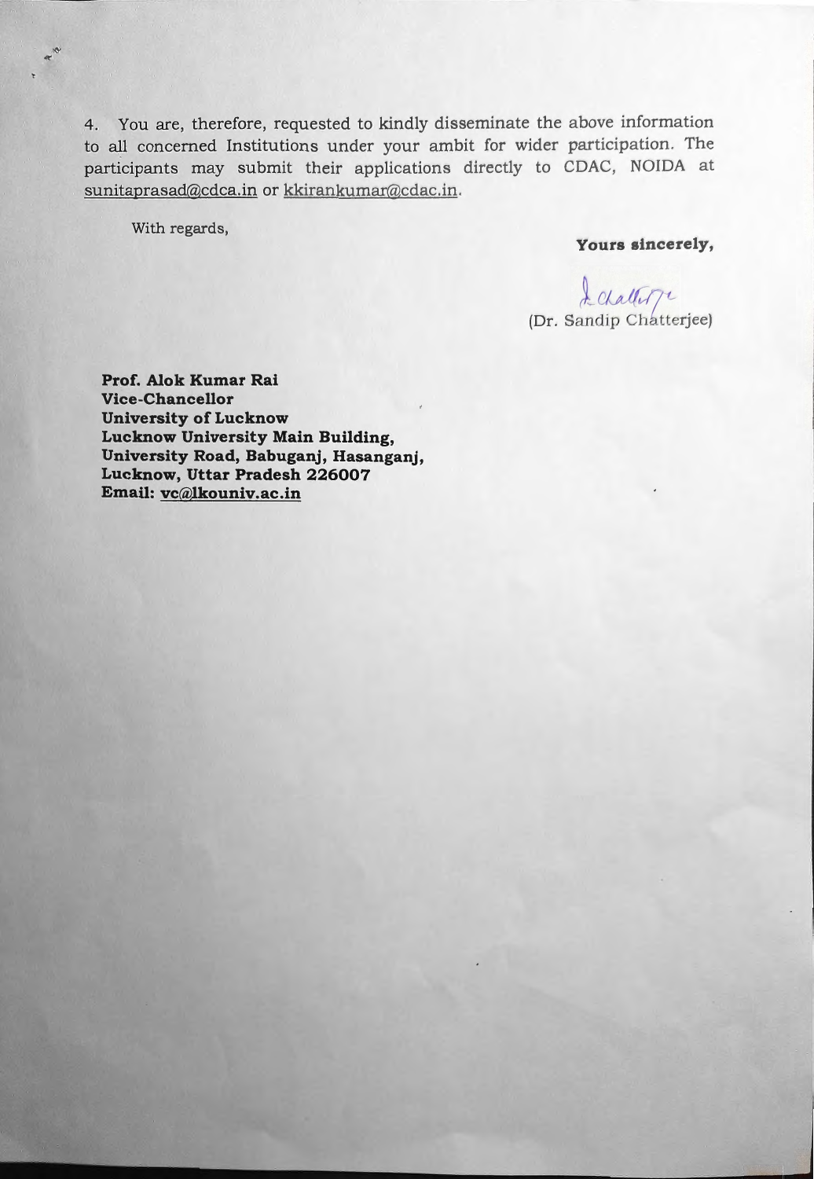4. You are, therefore, requested to kindly disseminate the above information to all concerned Institutions under your ambit for wider participation. The participants may submit their applications directly to CDAC, NOIDA at sunitaprasad@cdca.in or kkirankumar@cdac.in.

With regards,

**Yours sincerely,**

(Dr. Sandip Chatterjee)

**Prof. Alok Kumar Rai**
**Vice-Chancellor**
**University of Lucknow**
**Lucknow University Main Building,**
**University Road, Babuganj, Hasanganj,**
**Lucknow, Uttar Pradesh 226007**
**Email: vc@lkouniv.ac.in**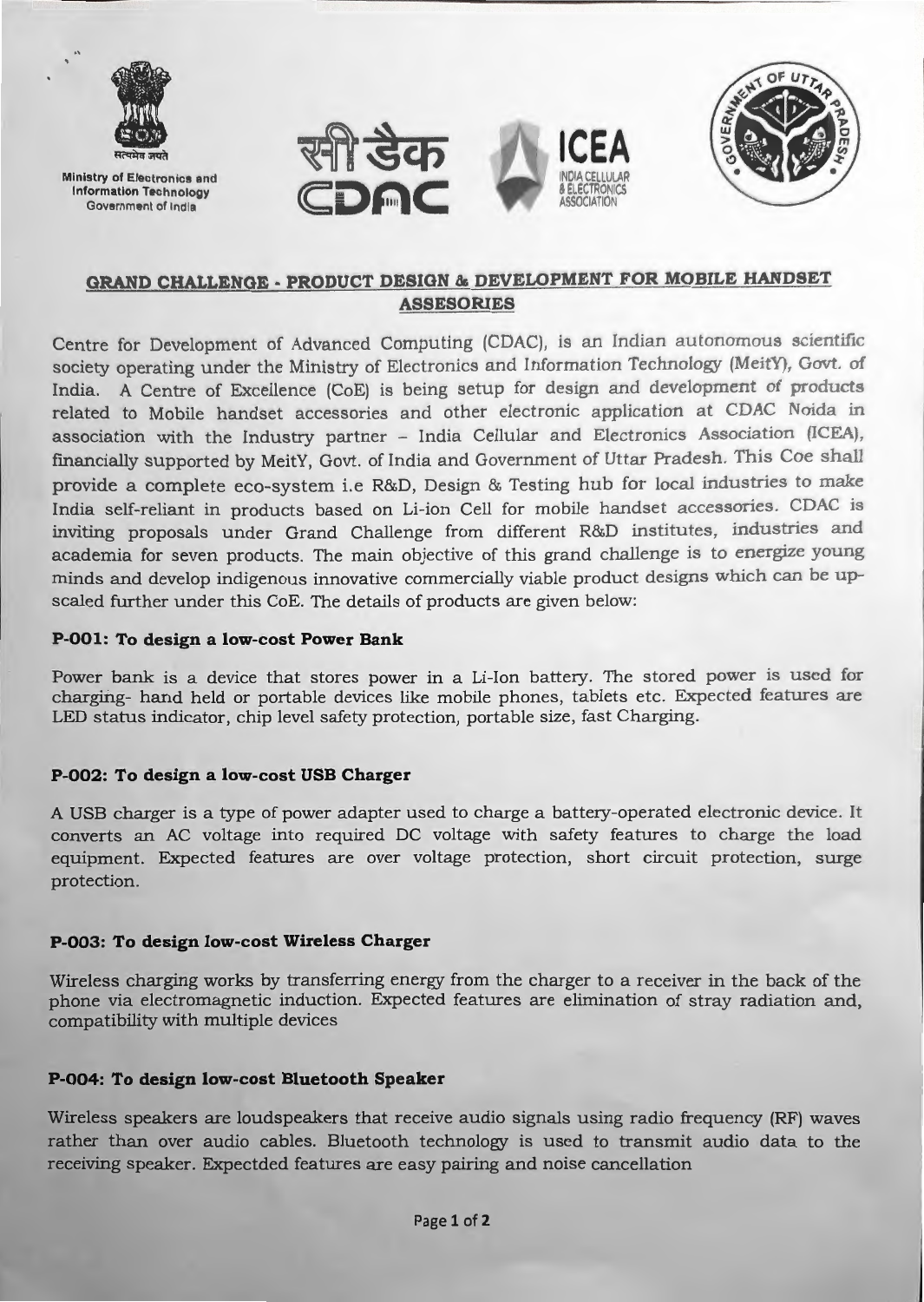Ministry of Electronics and Information Technology
Government of India

सी डैक
CDAC

ICEA
INDIA CELLULAR & ELECTRONICS ASSOCIATION

## GRAND CHALLENGE - PRODUCT DESIGN & DEVELOPMENT FOR MOBILE HANDSET ASSESORIES

Centre for Development of Advanced Computing (CDAC), is an Indian autonomous scientific society operating under the Ministry of Electronics and Information Technology (MeitY), Govt. of India. A Centre of Excellence (CoE) is being setup for design and development of products related to Mobile handset accessories and other electronic application at CDAC Noida in association with the Industry partner – India Cellular and Electronics Association (ICEA), financially supported by MeitY, Govt. of India and Government of Uttar Pradesh. This Coe shall provide a complete eco-system i.e R&D, Design & Testing hub for local industries to make India self-reliant in products based on Li-ion Cell for mobile handset accessories. CDAC is inviting proposals under Grand Challenge from different R&D institutes, industries and academia for seven products. The main objective of this grand challenge is to energize young minds and develop indigenous innovative commercially viable product designs which can be up-scaled further under this CoE. The details of products are given below:

### P-001: To design a low-cost Power Bank

Power bank is a device that stores power in a Li-Ion battery. The stored power is used for charging- hand held or portable devices like mobile phones, tablets etc. Expected features are LED status indicator, chip level safety protection, portable size, fast Charging.

### P-002: To design a low-cost USB Charger

A USB charger is a type of power adapter used to charge a battery-operated electronic device. It converts an AC voltage into required DC voltage with safety features to charge the load equipment. Expected features are over voltage protection, short circuit protection, surge protection.

### P-003: To design low-cost Wireless Charger

Wireless charging works by transferring energy from the charger to a receiver in the back of the phone via electromagnetic induction. Expected features are elimination of stray radiation and, compatibility with multiple devices

### P-004: To design low-cost Bluetooth Speaker

Wireless speakers are loudspeakers that receive audio signals using radio frequency (RF) waves rather than over audio cables. Bluetooth technology is used to transmit audio data to the receiving speaker. Expectded features are easy pairing and noise cancellation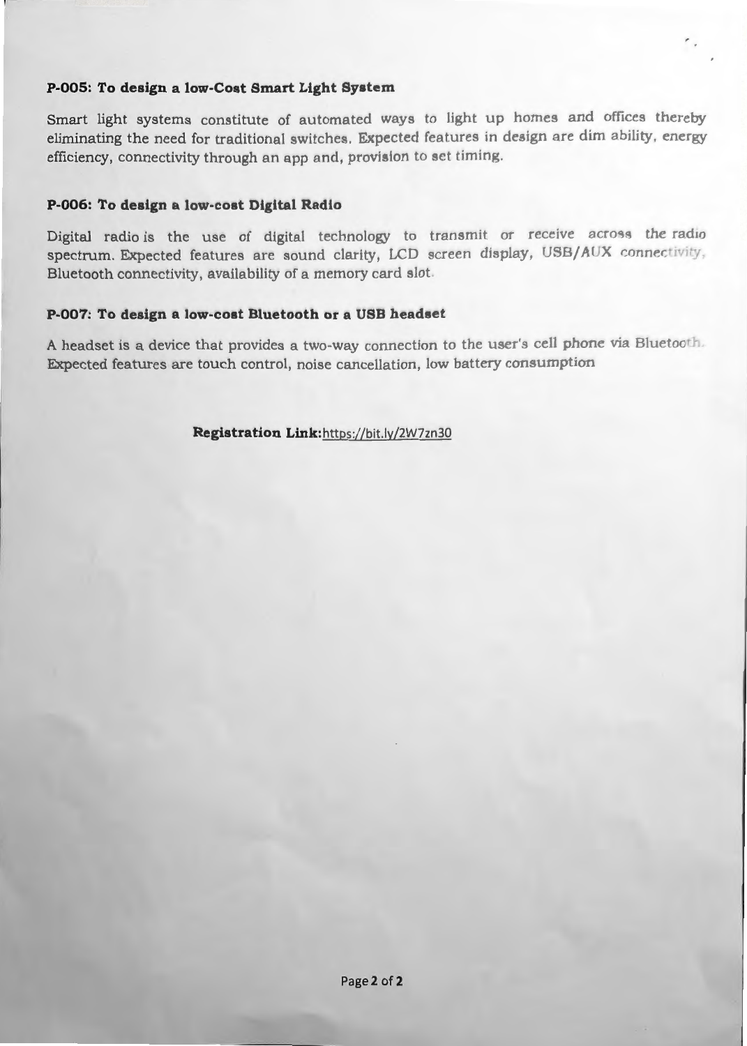### P-005: To design a low-Cost Smart Light System

Smart light systems constitute of automated ways to light up homes and offices thereby eliminating the need for traditional switches. Expected features in design are dim ability, energy efficiency, connectivity through an app and, provision to set timing.

### P-006: To design a low-cost Digital Radio

Digital radio is the use of digital technology to transmit or receive across the radio spectrum. Expected features are sound clarity, LCD screen display, USB/AUX connectivity, Bluetooth connectivity, availability of a memory card slot.

### P-007: To design a low-cost Bluetooth or a USB headset

A headset is a device that provides a two-way connection to the user's cell phone via Bluetooth. Expected features are touch control, noise cancellation, low battery consumption

**Registration Link:**https://bit.ly/2W7zn30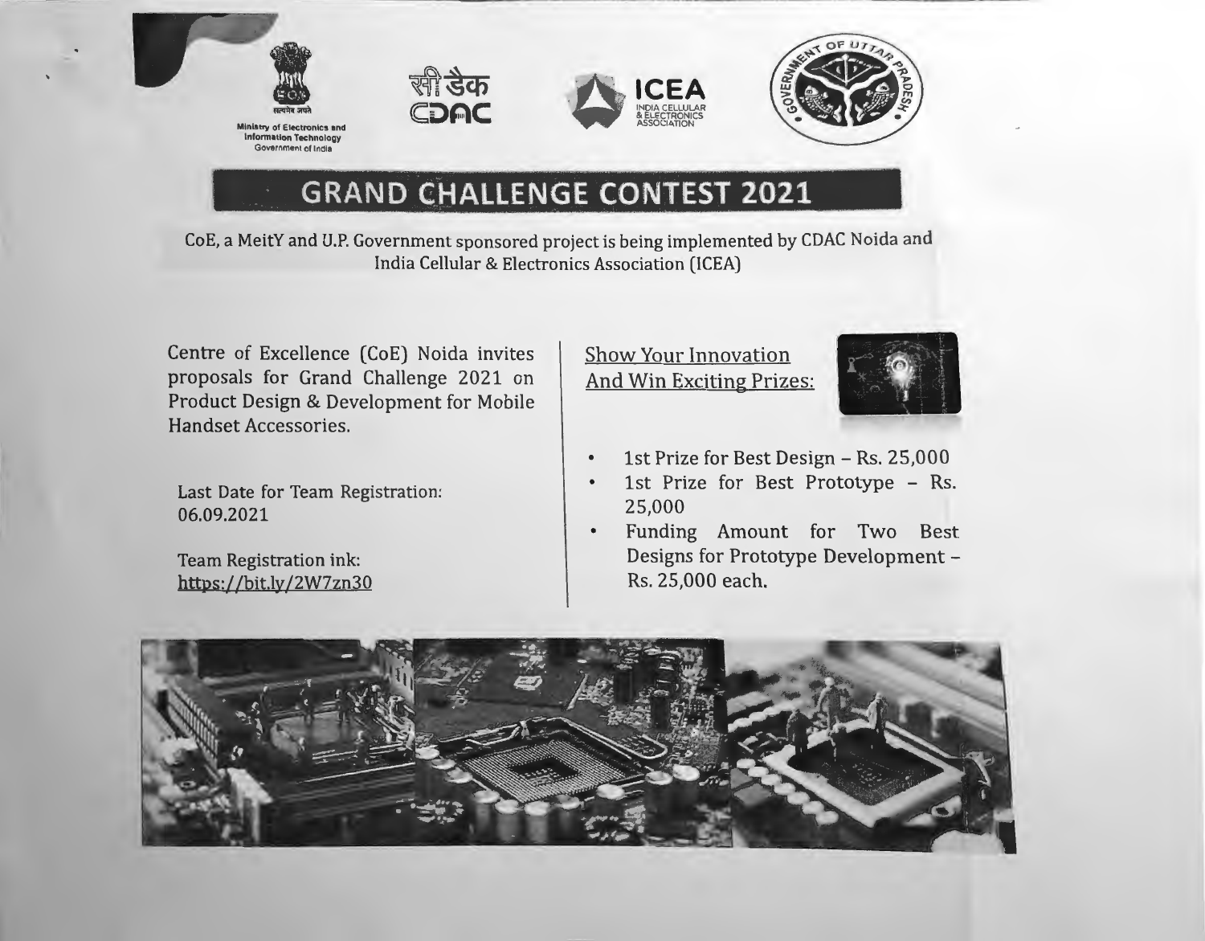Ministry of Electronics and Information Technology
Government of India

सी डैक
CDAC

ICEA
INDIA CELLULAR & ELECTRONICS ASSOCIATION

GOVERNMENT OF UTTAR PRADESH

# GRAND CHALLENGE CONTEST 2021

CoE, a MeitY and U.P. Government sponsored project is being implemented by CDAC Noida and India Cellular & Electronics Association (ICEA)

Centre of Excellence (CoE) Noida invites proposals for Grand Challenge 2021 on Product Design & Development for Mobile Handset Accessories.

Last Date for Team Registration: 06.09.2021

Team Registration ink: https://bit.ly/2W7zn30

Show Your Innovation And Win Exciting Prizes:

- 1st Prize for Best Design – Rs. 25,000
- 1st Prize for Best Prototype – Rs. 25,000
- Funding Amount for Two Best Designs for Prototype Development – Rs. 25,000 each.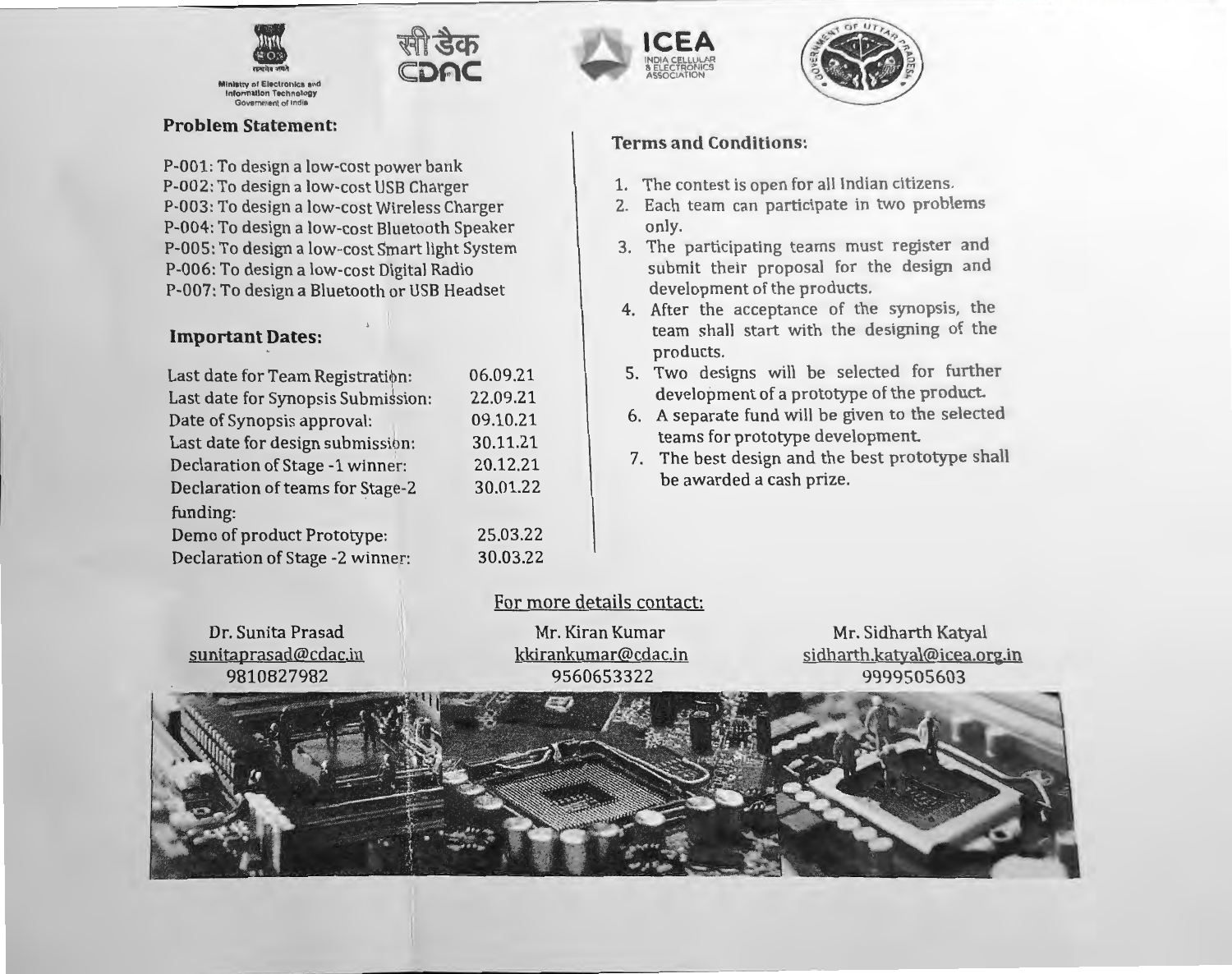Ministry of Electronics and Information Technology
Government of India

सी डैक
CDAC

ICEA
INDIA CELLULAR & ELECTRONICS ASSOCIATION

## Problem Statement:

P-001: To design a low-cost power bank
P-002: To design a low-cost USB Charger
P-003: To design a low-cost Wireless Charger
P-004: To design a low-cost Bluetooth Speaker
P-005: To design a low-cost Smart light System
P-006: To design a low-cost Digital Radio
P-007: To design a Bluetooth or USB Headset

## Important Dates:

| | |
|---|---|
| Last date for Team Registration: | 06.09.21 |
| Last date for Synopsis Submission: | 22.09.21 |
| Date of Synopsis approval: | 09.10.21 |
| Last date for design submission: | 30.11.21 |
| Declaration of Stage -1 winner: | 20.12.21 |
| Declaration of teams for Stage-2 funding: | 30.01.22 |
| Demo of product Prototype: | 25.03.22 |
| Declaration of Stage -2 winner: | 30.03.22 |

## Terms and Conditions:

1. The contest is open for all Indian citizens.
2. Each team can participate in two problems only.
3. The participating teams must register and submit their proposal for the design and development of the products.
4. After the acceptance of the synopsis, the team shall start with the designing of the products.
5. Two designs will be selected for further development of a prototype of the product.
6. A separate fund will be given to the selected teams for prototype development.
7. The best design and the best prototype shall be awarded a cash prize.

For more details contact:

Dr. Sunita Prasad
sunitaprasad@cdac.in
9810827982

Mr. Kiran Kumar
kkirankumar@cdac.in
9560653322

Mr. Sidharth Katyal
sidharth.katyal@icea.org.in
9999505603